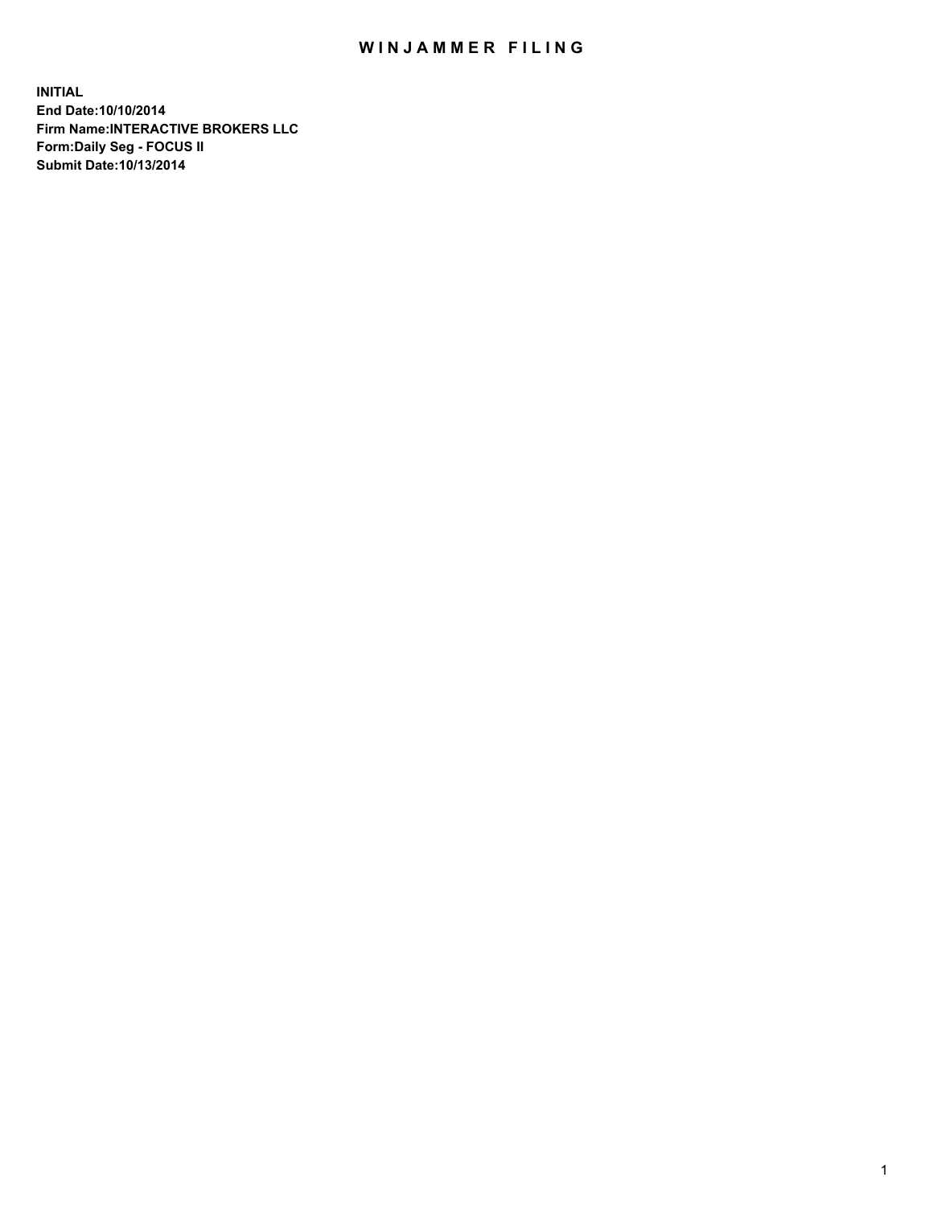# WINJAMMER FILING

**INITIAL**
**End Date:10/10/2014**
**Firm Name:INTERACTIVE BROKERS LLC**
**Form:Daily Seg - FOCUS II**
**Submit Date:10/13/2014**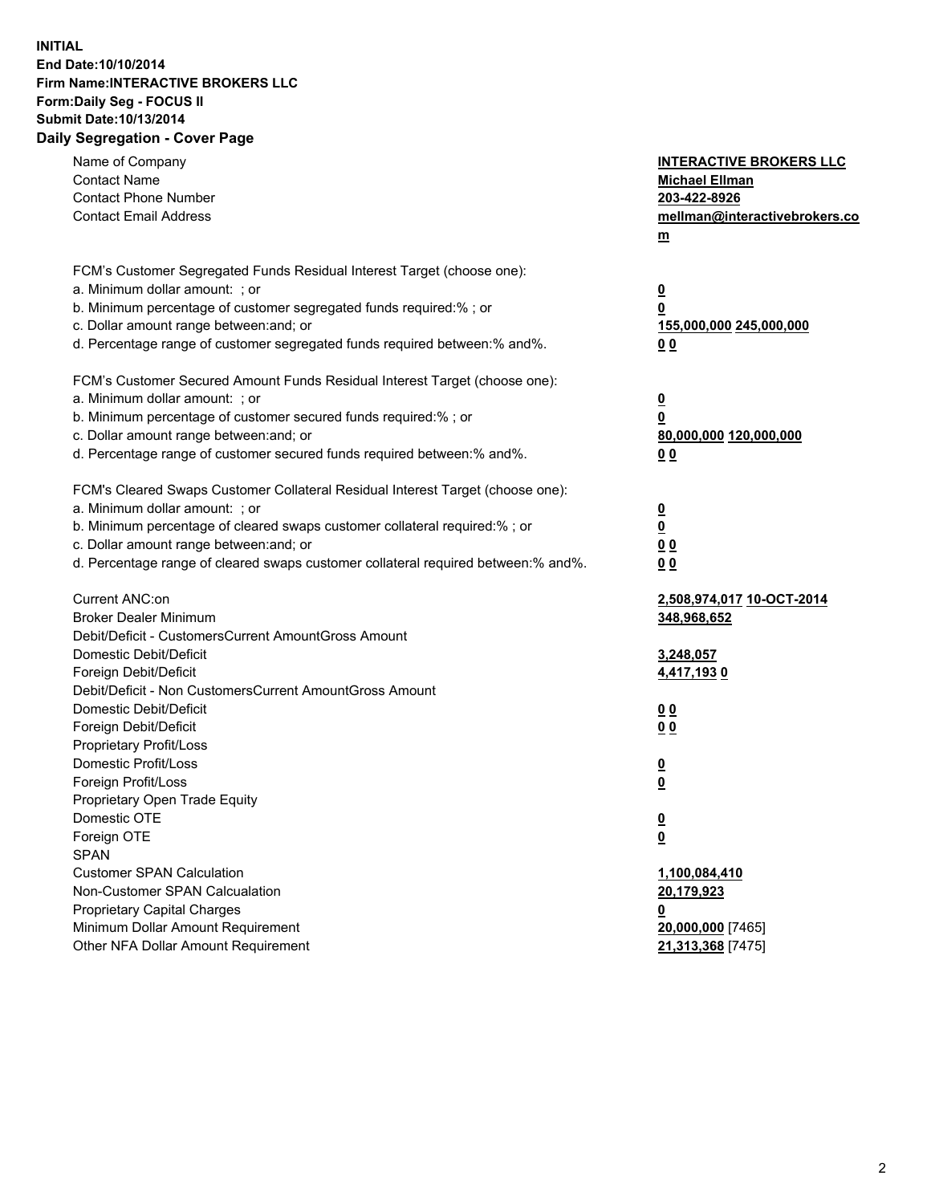**INITIAL**
**End Date:10/10/2014**
**Firm Name:INTERACTIVE BROKERS LLC**
**Form:Daily Seg - FOCUS II**
**Submit Date:10/13/2014**

## Daily Segregation - Cover Page

| | |
|---|---|
| Name of Company | **INTERACTIVE BROKERS LLC** |
| Contact Name | **Michael Ellman** |
| Contact Phone Number | **203-422-8926** |
| Contact Email Address | **mellman@interactivebrokers.com** |
| | |
| FCM's Customer Segregated Funds Residual Interest Target (choose one): | |
| a. Minimum dollar amount: ; or | **0** |
| b. Minimum percentage of customer segregated funds required:% ; or | **0** |
| c. Dollar amount range between:and; or | **155,000,000 245,000,000** |
| d. Percentage range of customer segregated funds required between:% and%. | **0 0** |
| | |
| FCM's Customer Secured Amount Funds Residual Interest Target (choose one): | |
| a. Minimum dollar amount: ; or | **0** |
| b. Minimum percentage of customer secured funds required:% ; or | **0** |
| c. Dollar amount range between:and; or | **80,000,000 120,000,000** |
| d. Percentage range of customer secured funds required between:% and%. | **0 0** |
| | |
| FCM's Cleared Swaps Customer Collateral Residual Interest Target (choose one): | |
| a. Minimum dollar amount: ; or | **0** |
| b. Minimum percentage of cleared swaps customer collateral required:% ; or | **0** |
| c. Dollar amount range between:and; or | **0 0** |
| d. Percentage range of cleared swaps customer collateral required between:% and%. | **0 0** |
| | |
| Current ANC:on | **2,508,974,017 10-OCT-2014** |
| Broker Dealer Minimum | **348,968,652** |
| Debit/Deficit - CustomersCurrent AmountGross Amount | |
| Domestic Debit/Deficit | **3,248,057** |
| Foreign Debit/Deficit | **4,417,193 0** |
| Debit/Deficit - Non CustomersCurrent AmountGross Amount | |
| Domestic Debit/Deficit | **0 0** |
| Foreign Debit/Deficit | **0 0** |
| Proprietary Profit/Loss | |
| Domestic Profit/Loss | **0** |
| Foreign Profit/Loss | **0** |
| Proprietary Open Trade Equity | |
| Domestic OTE | **0** |
| Foreign OTE | **0** |
| SPAN | |
| Customer SPAN Calculation | **1,100,084,410** |
| Non-Customer SPAN Calcualation | **20,179,923** |
| Proprietary Capital Charges | **0** |
| Minimum Dollar Amount Requirement | **20,000,000** [7465] |
| Other NFA Dollar Amount Requirement | **21,313,368** [7475] |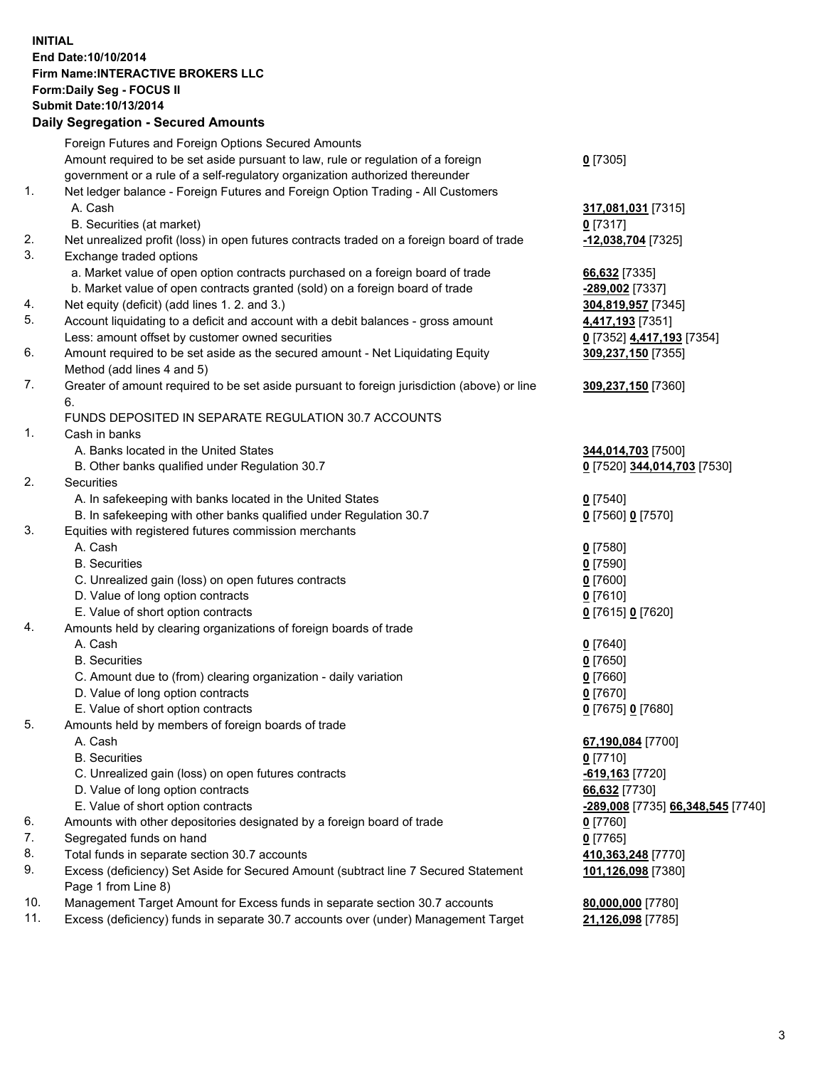**INITIAL**
**End Date:10/10/2014**
**Firm Name:INTERACTIVE BROKERS LLC**
**Form:Daily Seg - FOCUS II**
**Submit Date:10/13/2014**

## Daily Segregation - Secured Amounts

| | | |
|---|---|---|
| | Foreign Futures and Foreign Options Secured Amounts | |
| | Amount required to be set aside pursuant to law, rule or regulation of a foreign government or a rule of a self-regulatory organization authorized thereunder | **0** [7305] |
| 1. | Net ledger balance - Foreign Futures and Foreign Option Trading - All Customers | |
| | A. Cash | **317,081,031** [7315] |
| | B. Securities (at market) | **0** [7317] |
| 2. | Net unrealized profit (loss) in open futures contracts traded on a foreign board of trade | **-12,038,704** [7325] |
| 3. | Exchange traded options | |
| | a. Market value of open option contracts purchased on a foreign board of trade | **66,632** [7335] |
| | b. Market value of open contracts granted (sold) on a foreign board of trade | **-289,002** [7337] |
| 4. | Net equity (deficit) (add lines 1. 2. and 3.) | **304,819,957** [7345] |
| 5. | Account liquidating to a deficit and account with a debit balances - gross amount | **4,417,193** [7351] |
| | Less: amount offset by customer owned securities | **0** [7352] **4,417,193** [7354] |
| 6. | Amount required to be set aside as the secured amount - Net Liquidating Equity Method (add lines 4 and 5) | **309,237,150** [7355] |
| 7. | Greater of amount required to be set aside pursuant to foreign jurisdiction (above) or line 6. | **309,237,150** [7360] |
| | FUNDS DEPOSITED IN SEPARATE REGULATION 30.7 ACCOUNTS | |
| 1. | Cash in banks | |
| | A. Banks located in the United States | **344,014,703** [7500] |
| | B. Other banks qualified under Regulation 30.7 | **0** [7520] **344,014,703** [7530] |
| 2. | Securities | |
| | A. In safekeeping with banks located in the United States | **0** [7540] |
| | B. In safekeeping with other banks qualified under Regulation 30.7 | **0** [7560] **0** [7570] |
| 3. | Equities with registered futures commission merchants | |
| | A. Cash | **0** [7580] |
| | B. Securities | **0** [7590] |
| | C. Unrealized gain (loss) on open futures contracts | **0** [7600] |
| | D. Value of long option contracts | **0** [7610] |
| | E. Value of short option contracts | **0** [7615] **0** [7620] |
| 4. | Amounts held by clearing organizations of foreign boards of trade | |
| | A. Cash | **0** [7640] |
| | B. Securities | **0** [7650] |
| | C. Amount due to (from) clearing organization - daily variation | **0** [7660] |
| | D. Value of long option contracts | **0** [7670] |
| | E. Value of short option contracts | **0** [7675] **0** [7680] |
| 5. | Amounts held by members of foreign boards of trade | |
| | A. Cash | **67,190,084** [7700] |
| | B. Securities | **0** [7710] |
| | C. Unrealized gain (loss) on open futures contracts | **-619,163** [7720] |
| | D. Value of long option contracts | **66,632** [7730] |
| | E. Value of short option contracts | **-289,008** [7735] **66,348,545** [7740] |
| 6. | Amounts with other depositories designated by a foreign board of trade | **0** [7760] |
| 7. | Segregated funds on hand | **0** [7765] |
| 8. | Total funds in separate section 30.7 accounts | **410,363,248** [7770] |
| 9. | Excess (deficiency) Set Aside for Secured Amount (subtract line 7 Secured Statement Page 1 from Line 8) | **101,126,098** [7380] |
| 10. | Management Target Amount for Excess funds in separate section 30.7 accounts | **80,000,000** [7780] |
| 11. | Excess (deficiency) funds in separate 30.7 accounts over (under) Management Target | **21,126,098** [7785] |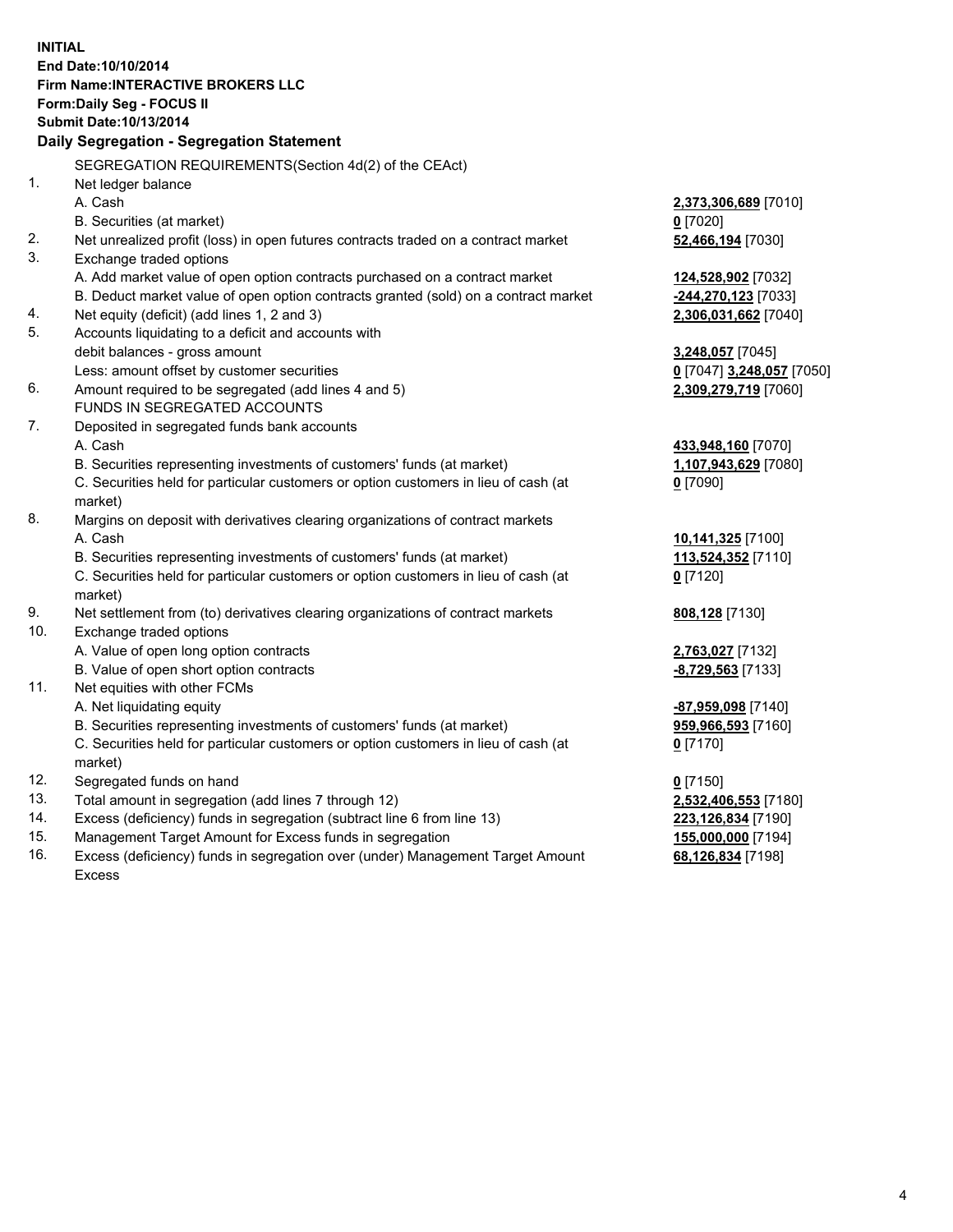**INITIAL**
**End Date:10/10/2014**
**Firm Name:INTERACTIVE BROKERS LLC**
**Form:Daily Seg - FOCUS II**
**Submit Date:10/13/2014**
**Daily Segregation - Segregation Statement**

SEGREGATION REQUIREMENTS(Section 4d(2) of the CEAct)

| | | |
|---|---|---|
| 1. | Net ledger balance | |
| | A. Cash | **2,373,306,689** [7010] |
| | B. Securities (at market) | **0** [7020] |
| 2. | Net unrealized profit (loss) in open futures contracts traded on a contract market | **52,466,194** [7030] |
| 3. | Exchange traded options | |
| | A. Add market value of open option contracts purchased on a contract market | **124,528,902** [7032] |
| | B. Deduct market value of open option contracts granted (sold) on a contract market | **-244,270,123** [7033] |
| 4. | Net equity (deficit) (add lines 1, 2 and 3) | **2,306,031,662** [7040] |
| 5. | Accounts liquidating to a deficit and accounts with debit balances - gross amount | **3,248,057** [7045] |
| | Less: amount offset by customer securities | **0** [7047] **3,248,057** [7050] |
| 6. | Amount required to be segregated (add lines 4 and 5) | **2,309,279,719** [7060] |
| | FUNDS IN SEGREGATED ACCOUNTS | |
| 7. | Deposited in segregated funds bank accounts | |
| | A. Cash | **433,948,160** [7070] |
| | B. Securities representing investments of customers' funds (at market) | **1,107,943,629** [7080] |
| | C. Securities held for particular customers or option customers in lieu of cash (at market) | **0** [7090] |
| 8. | Margins on deposit with derivatives clearing organizations of contract markets | |
| | A. Cash | **10,141,325** [7100] |
| | B. Securities representing investments of customers' funds (at market) | **113,524,352** [7110] |
| | C. Securities held for particular customers or option customers in lieu of cash (at market) | **0** [7120] |
| 9. | Net settlement from (to) derivatives clearing organizations of contract markets | **808,128** [7130] |
| 10. | Exchange traded options | |
| | A. Value of open long option contracts | **2,763,027** [7132] |
| | B. Value of open short option contracts | **-8,729,563** [7133] |
| 11. | Net equities with other FCMs | |
| | A. Net liquidating equity | **-87,959,098** [7140] |
| | B. Securities representing investments of customers' funds (at market) | **959,966,593** [7160] |
| | C. Securities held for particular customers or option customers in lieu of cash (at market) | **0** [7170] |
| 12. | Segregated funds on hand | **0** [7150] |
| 13. | Total amount in segregation (add lines 7 through 12) | **2,532,406,553** [7180] |
| 14. | Excess (deficiency) funds in segregation (subtract line 6 from line 13) | **223,126,834** [7190] |
| 15. | Management Target Amount for Excess funds in segregation | **155,000,000** [7194] |
| 16. | Excess (deficiency) funds in segregation over (under) Management Target Amount Excess | **68,126,834** [7198] |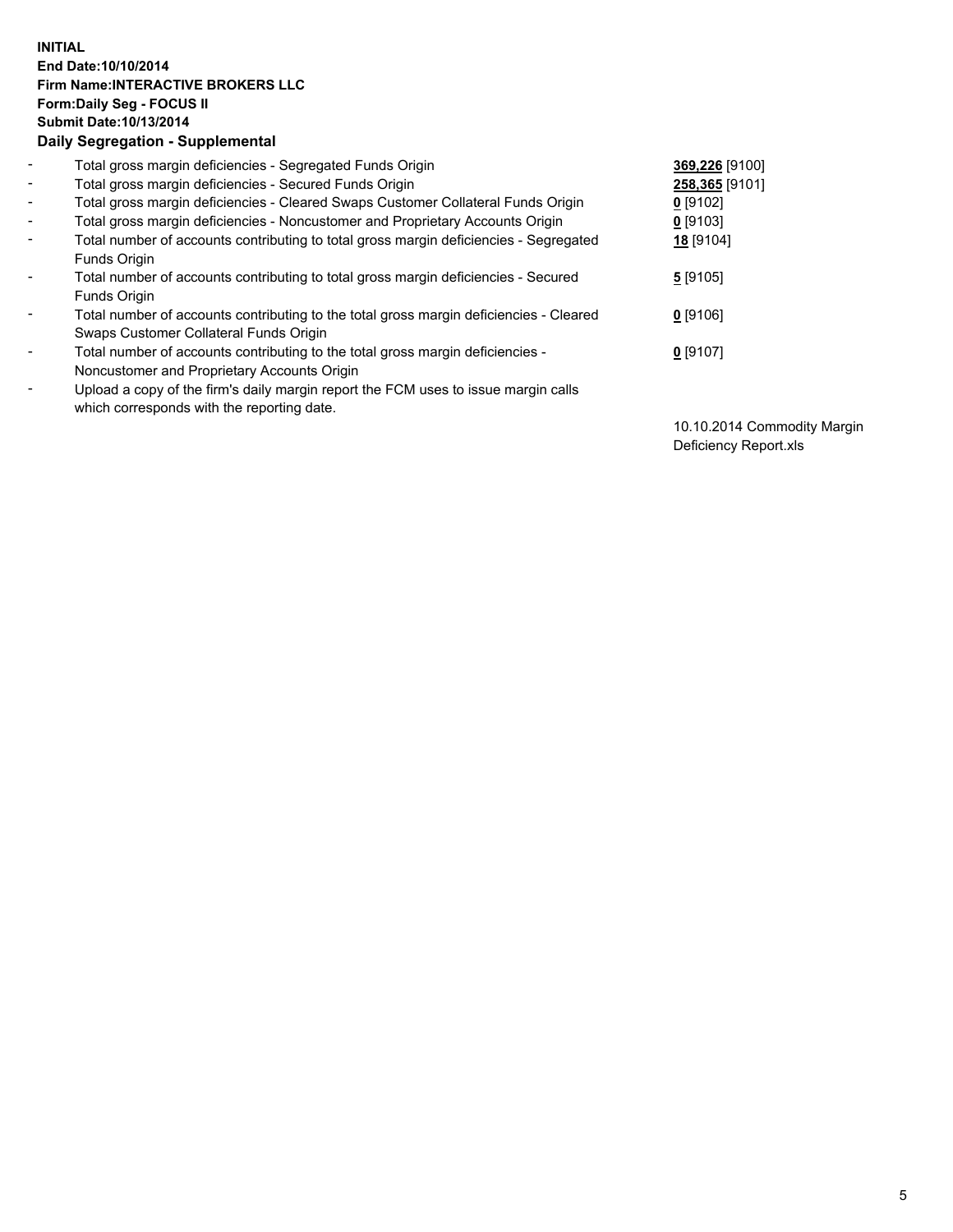**INITIAL**
**End Date:10/10/2014**
**Firm Name:INTERACTIVE BROKERS LLC**
**Form:Daily Seg - FOCUS II**
**Submit Date:10/13/2014**

**Daily Segregation - Supplemental**

| | | |
|---|---|---|
| - | Total gross margin deficiencies - Segregated Funds Origin | **369,226** [9100] |
| - | Total gross margin deficiencies - Secured Funds Origin | **258,365** [9101] |
| - | Total gross margin deficiencies - Cleared Swaps Customer Collateral Funds Origin | **0** [9102] |
| - | Total gross margin deficiencies - Noncustomer and Proprietary Accounts Origin | **0** [9103] |
| - | Total number of accounts contributing to total gross margin deficiencies - Segregated Funds Origin | **18** [9104] |
| - | Total number of accounts contributing to total gross margin deficiencies - Secured Funds Origin | **5** [9105] |
| - | Total number of accounts contributing to the total gross margin deficiencies - Cleared Swaps Customer Collateral Funds Origin | **0** [9106] |
| - | Total number of accounts contributing to the total gross margin deficiencies - Noncustomer and Proprietary Accounts Origin | **0** [9107] |
| - | Upload a copy of the firm's daily margin report the FCM uses to issue margin calls which corresponds with the reporting date. | 10.10.2014 Commodity Margin Deficiency Report.xls |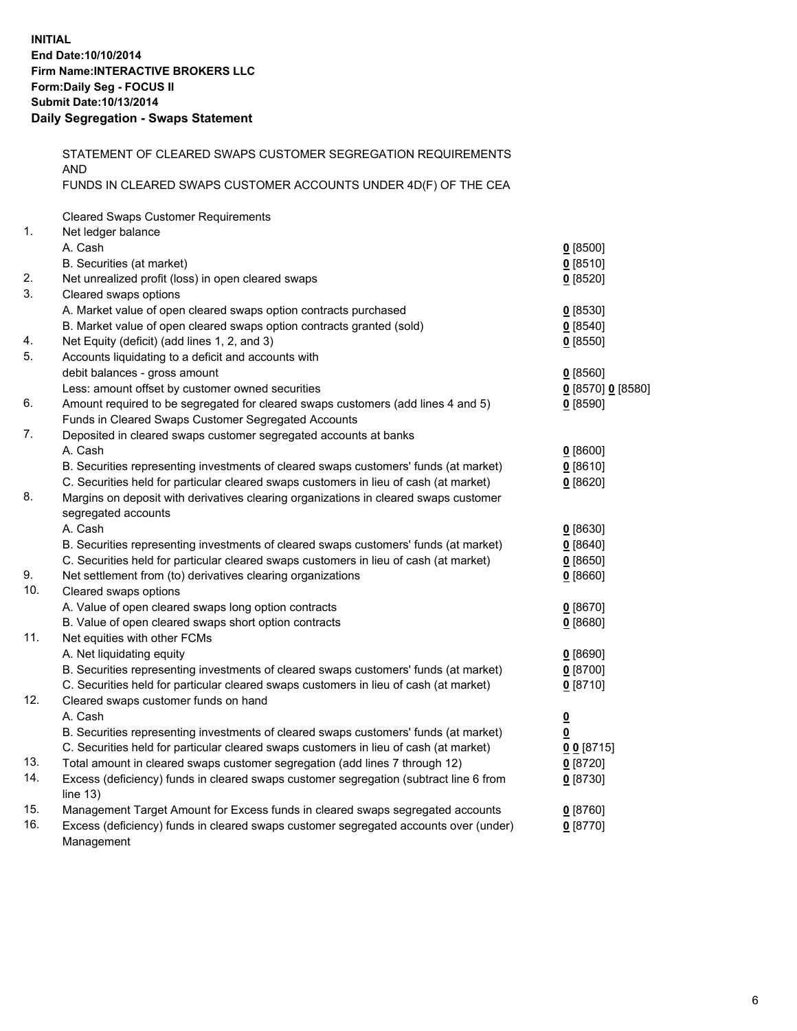**INITIAL**
**End Date:10/10/2014**
**Firm Name:INTERACTIVE BROKERS LLC**
**Form:Daily Seg - FOCUS II**
**Submit Date:10/13/2014**
**Daily Segregation - Swaps Statement**

STATEMENT OF CLEARED SWAPS CUSTOMER SEGREGATION REQUIREMENTS AND FUNDS IN CLEARED SWAPS CUSTOMER ACCOUNTS UNDER 4D(F) OF THE CEA

| | | |
|---|---|---|
| | Cleared Swaps Customer Requirements | |
| 1. | Net ledger balance | |
| | A. Cash | 0 [8500] |
| | B. Securities (at market) | 0 [8510] |
| 2. | Net unrealized profit (loss) in open cleared swaps | 0 [8520] |
| 3. | Cleared swaps options | |
| | A. Market value of open cleared swaps option contracts purchased | 0 [8530] |
| | B. Market value of open cleared swaps option contracts granted (sold) | 0 [8540] |
| 4. | Net Equity (deficit) (add lines 1, 2, and 3) | 0 [8550] |
| 5. | Accounts liquidating to a deficit and accounts with | |
| | debit balances - gross amount | 0 [8560] |
| | Less: amount offset by customer owned securities | 0 [8570] 0 [8580] |
| 6. | Amount required to be segregated for cleared swaps customers (add lines 4 and 5) | 0 [8590] |
| | Funds in Cleared Swaps Customer Segregated Accounts | |
| 7. | Deposited in cleared swaps customer segregated accounts at banks | |
| | A. Cash | 0 [8600] |
| | B. Securities representing investments of cleared swaps customers' funds (at market) | 0 [8610] |
| | C. Securities held for particular cleared swaps customers in lieu of cash (at market) | 0 [8620] |
| 8. | Margins on deposit with derivatives clearing organizations in cleared swaps customer segregated accounts | |
| | A. Cash | 0 [8630] |
| | B. Securities representing investments of cleared swaps customers' funds (at market) | 0 [8640] |
| | C. Securities held for particular cleared swaps customers in lieu of cash (at market) | 0 [8650] |
| 9. | Net settlement from (to) derivatives clearing organizations | 0 [8660] |
| 10. | Cleared swaps options | |
| | A. Value of open cleared swaps long option contracts | 0 [8670] |
| | B. Value of open cleared swaps short option contracts | 0 [8680] |
| 11. | Net equities with other FCMs | |
| | A. Net liquidating equity | 0 [8690] |
| | B. Securities representing investments of cleared swaps customers' funds (at market) | 0 [8700] |
| | C. Securities held for particular cleared swaps customers in lieu of cash (at market) | 0 [8710] |
| 12. | Cleared swaps customer funds on hand | |
| | A. Cash | 0 |
| | B. Securities representing investments of cleared swaps customers' funds (at market) | 0 |
| | C. Securities held for particular cleared swaps customers in lieu of cash (at market) | 0 0 [8715] |
| 13. | Total amount in cleared swaps customer segregation (add lines 7 through 12) | 0 [8720] |
| 14. | Excess (deficiency) funds in cleared swaps customer segregation (subtract line 6 from line 13) | 0 [8730] |
| 15. | Management Target Amount for Excess funds in cleared swaps segregated accounts | 0 [8760] |
| 16. | Excess (deficiency) funds in cleared swaps customer segregated accounts over (under) Management | 0 [8770] |